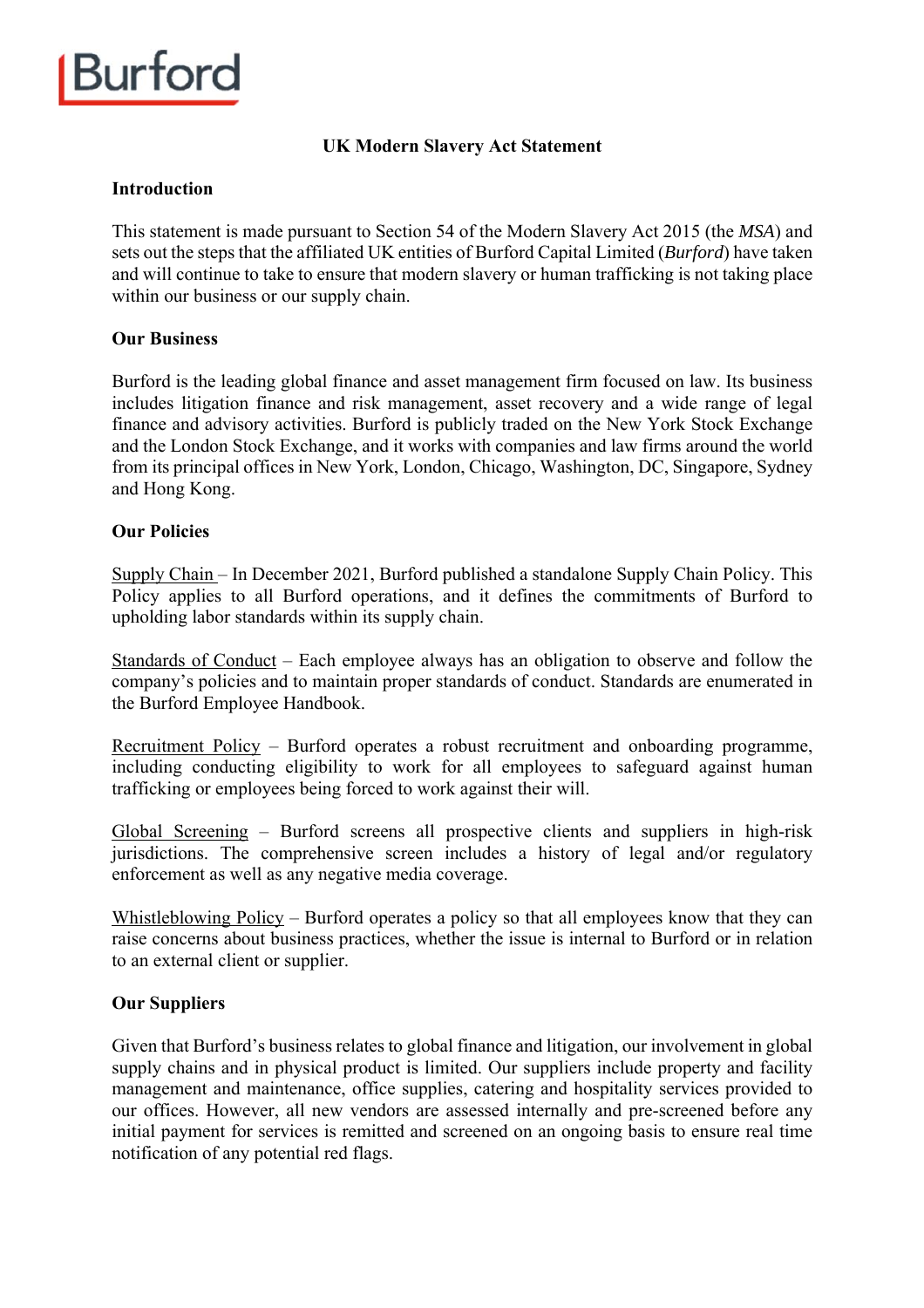Burford

# UK Modern Slavery Act Statement

## Introduction

This statement is made pursuant to Section 54 of the Modern Slavery Act 2015 (the *MSA*) and sets out the steps that the affiliated UK entities of Burford Capital Limited (*Burford*) have taken and will continue to take to ensure that modern slavery or human trafficking is not taking place within our business or our supply chain.

## Our Business

Burford is the leading global finance and asset management firm focused on law. Its business includes litigation finance and risk management, asset recovery and a wide range of legal finance and advisory activities. Burford is publicly traded on the New York Stock Exchange and the London Stock Exchange, and it works with companies and law firms around the world from its principal offices in New York, London, Chicago, Washington, DC, Singapore, Sydney and Hong Kong.

## Our Policies

<u>Supply Chain</u> – In December 2021, Burford published a standalone Supply Chain Policy. This Policy applies to all Burford operations, and it defines the commitments of Burford to upholding labor standards within its supply chain.

<u>Standards of Conduct</u> – Each employee always has an obligation to observe and follow the company's policies and to maintain proper standards of conduct. Standards are enumerated in the Burford Employee Handbook.

<u>Recruitment Policy</u> – Burford operates a robust recruitment and onboarding programme, including conducting eligibility to work for all employees to safeguard against human trafficking or employees being forced to work against their will.

<u>Global Screening</u> – Burford screens all prospective clients and suppliers in high-risk jurisdictions. The comprehensive screen includes a history of legal and/or regulatory enforcement as well as any negative media coverage.

<u>Whistleblowing Policy</u> – Burford operates a policy so that all employees know that they can raise concerns about business practices, whether the issue is internal to Burford or in relation to an external client or supplier.

## Our Suppliers

Given that Burford's business relates to global finance and litigation, our involvement in global supply chains and in physical product is limited. Our suppliers include property and facility management and maintenance, office supplies, catering and hospitality services provided to our offices. However, all new vendors are assessed internally and pre-screened before any initial payment for services is remitted and screened on an ongoing basis to ensure real time notification of any potential red flags.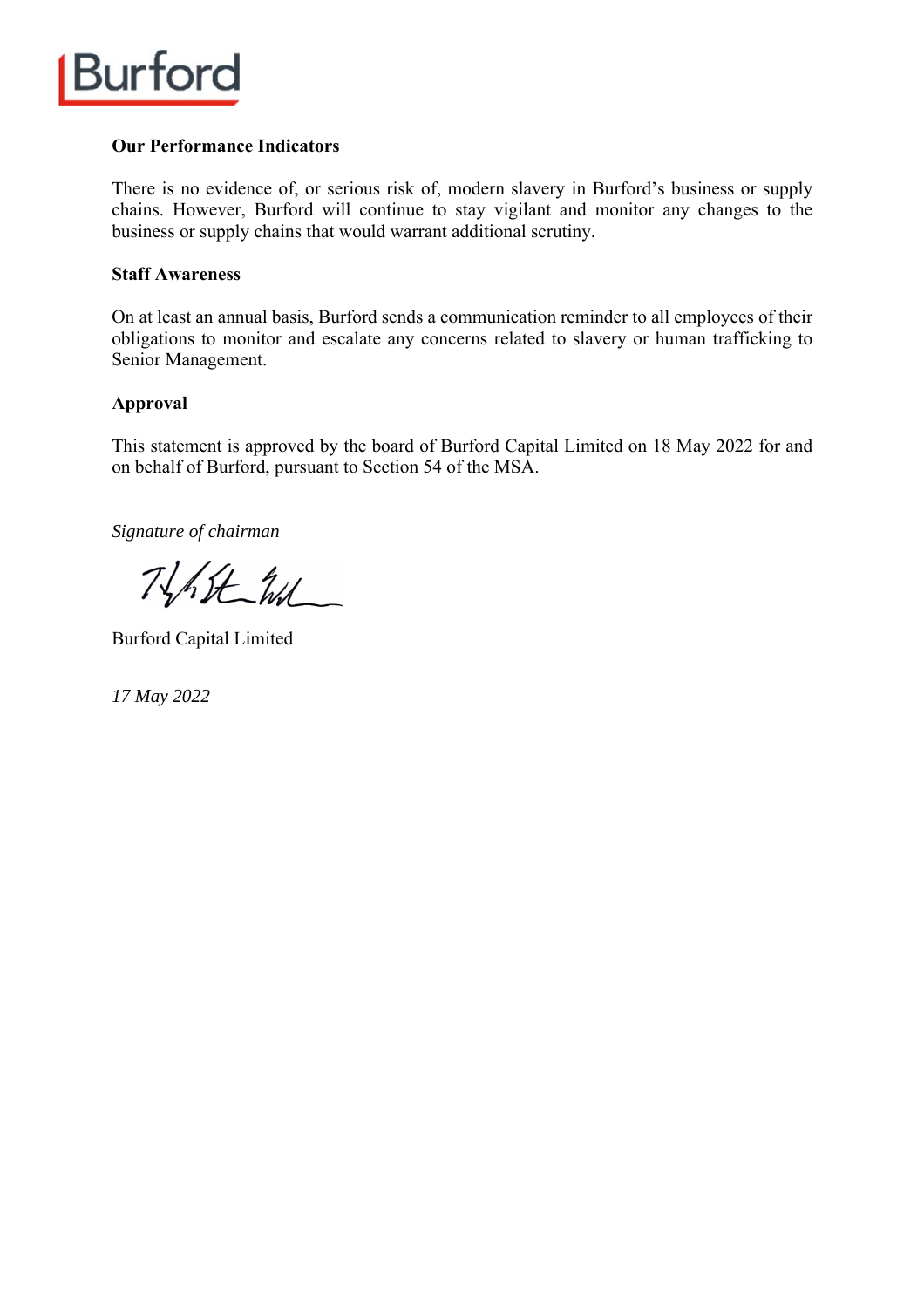**Our Performance Indicators**

There is no evidence of, or serious risk of, modern slavery in Burford's business or supply chains. However, Burford will continue to stay vigilant and monitor any changes to the business or supply chains that would warrant additional scrutiny.

**Staff Awareness**

On at least an annual basis, Burford sends a communication reminder to all employees of their obligations to monitor and escalate any concerns related to slavery or human trafficking to Senior Management.

**Approval**

This statement is approved by the board of Burford Capital Limited on 18 May 2022 for and on behalf of Burford, pursuant to Section 54 of the MSA.

*Signature of chairman*

Burford Capital Limited

*17 May 2022*